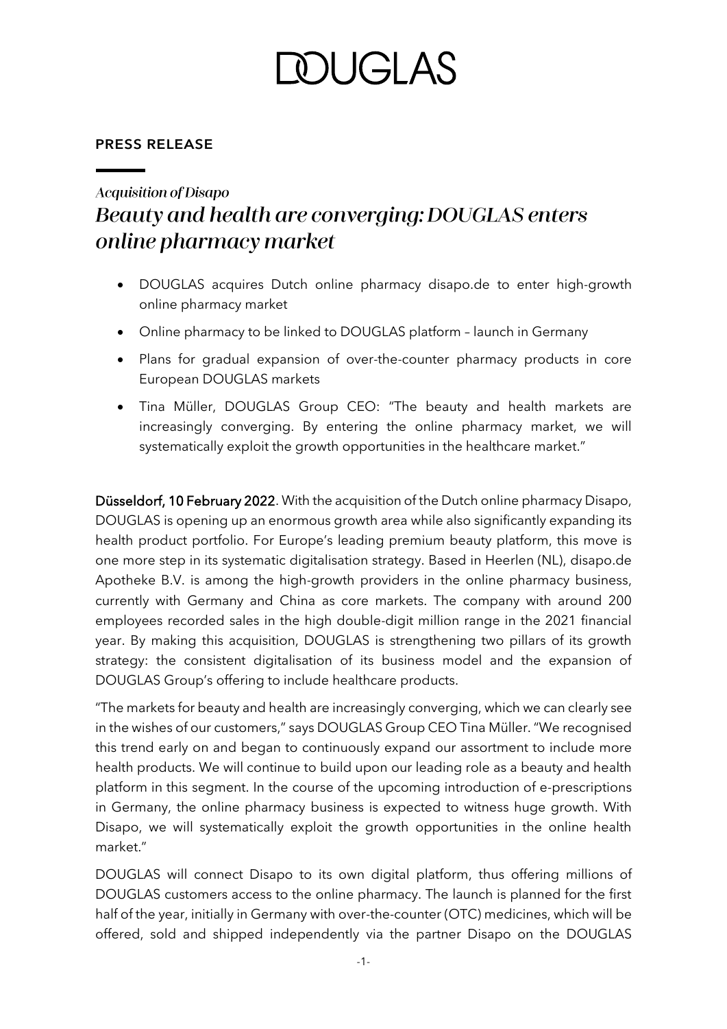# DOUGLAS

**PRESS RELEASE**

*Acquisition of Disapo*

## *Beauty and health are converging: DOUGLAS enters online pharmacy market*

- DOUGLAS acquires Dutch online pharmacy disapo.de to enter high-growth online pharmacy market
- Online pharmacy to be linked to DOUGLAS platform – launch in Germany
- Plans for gradual expansion of over-the-counter pharmacy products in core European DOUGLAS markets
- Tina Müller, DOUGLAS Group CEO: "The beauty and health markets are increasingly converging. By entering the online pharmacy market, we will systematically exploit the growth opportunities in the healthcare market."

**Düsseldorf, 10 February 2022**. With the acquisition of the Dutch online pharmacy Disapo, DOUGLAS is opening up an enormous growth area while also significantly expanding its health product portfolio. For Europe's leading premium beauty platform, this move is one more step in its systematic digitalisation strategy. Based in Heerlen (NL), disapo.de Apotheke B.V. is among the high-growth providers in the online pharmacy business, currently with Germany and China as core markets. The company with around 200 employees recorded sales in the high double-digit million range in the 2021 financial year. By making this acquisition, DOUGLAS is strengthening two pillars of its growth strategy: the consistent digitalisation of its business model and the expansion of DOUGLAS Group's offering to include healthcare products.

"The markets for beauty and health are increasingly converging, which we can clearly see in the wishes of our customers," says DOUGLAS Group CEO Tina Müller. "We recognised this trend early on and began to continuously expand our assortment to include more health products. We will continue to build upon our leading role as a beauty and health platform in this segment. In the course of the upcoming introduction of e-prescriptions in Germany, the online pharmacy business is expected to witness huge growth. With Disapo, we will systematically exploit the growth opportunities in the online health market."

DOUGLAS will connect Disapo to its own digital platform, thus offering millions of DOUGLAS customers access to the online pharmacy. The launch is planned for the first half of the year, initially in Germany with over-the-counter (OTC) medicines, which will be offered, sold and shipped independently via the partner Disapo on the DOUGLAS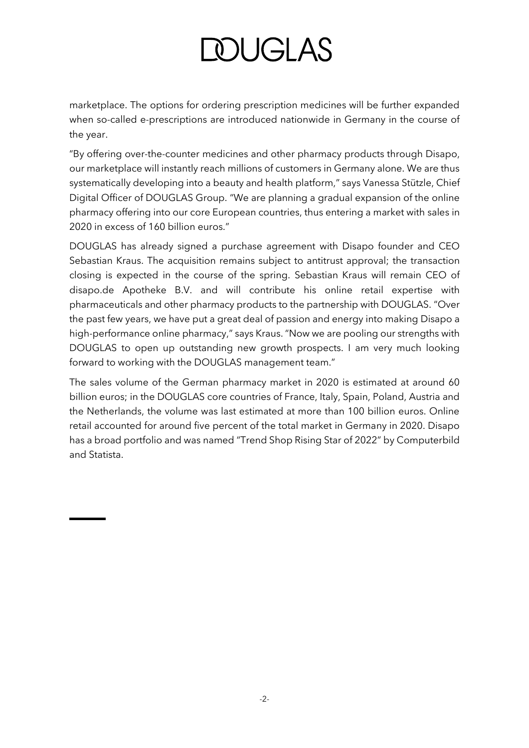marketplace. The options for ordering prescription medicines will be further expanded when so-called e-prescriptions are introduced nationwide in Germany in the course of the year.

"By offering over-the-counter medicines and other pharmacy products through Disapo, our marketplace will instantly reach millions of customers in Germany alone. We are thus systematically developing into a beauty and health platform," says Vanessa Stützle, Chief Digital Officer of DOUGLAS Group. "We are planning a gradual expansion of the online pharmacy offering into our core European countries, thus entering a market with sales in 2020 in excess of 160 billion euros."

DOUGLAS has already signed a purchase agreement with Disapo founder and CEO Sebastian Kraus. The acquisition remains subject to antitrust approval; the transaction closing is expected in the course of the spring. Sebastian Kraus will remain CEO of disapo.de Apotheke B.V. and will contribute his online retail expertise with pharmaceuticals and other pharmacy products to the partnership with DOUGLAS. "Over the past few years, we have put a great deal of passion and energy into making Disapo a high-performance online pharmacy," says Kraus. "Now we are pooling our strengths with DOUGLAS to open up outstanding new growth prospects. I am very much looking forward to working with the DOUGLAS management team."

The sales volume of the German pharmacy market in 2020 is estimated at around 60 billion euros; in the DOUGLAS core countries of France, Italy, Spain, Poland, Austria and the Netherlands, the volume was last estimated at more than 100 billion euros. Online retail accounted for around five percent of the total market in Germany in 2020. Disapo has a broad portfolio and was named "Trend Shop Rising Star of 2022" by Computerbild and Statista.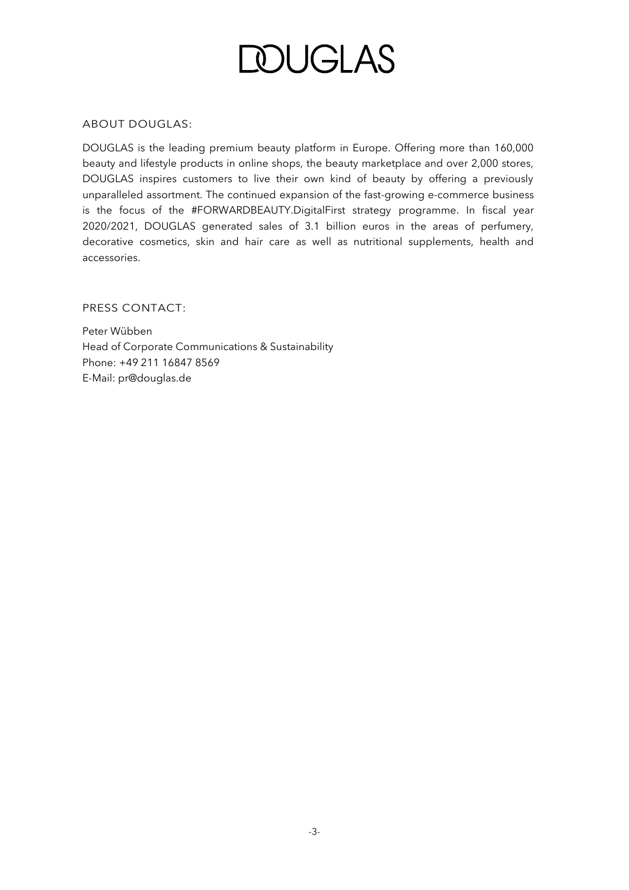DOUGLAS

## ABOUT DOUGLAS:

DOUGLAS is the leading premium beauty platform in Europe. Offering more than 160,000 beauty and lifestyle products in online shops, the beauty marketplace and over 2,000 stores, DOUGLAS inspires customers to live their own kind of beauty by offering a previously unparalleled assortment. The continued expansion of the fast-growing e-commerce business is the focus of the #FORWARDBEAUTY.DigitalFirst strategy programme. In fiscal year 2020/2021, DOUGLAS generated sales of 3.1 billion euros in the areas of perfumery, decorative cosmetics, skin and hair care as well as nutritional supplements, health and accessories.

## PRESS CONTACT:

Peter Wübben  
Head of Corporate Communications & Sustainability  
Phone: +49 211 16847 8569  
E-Mail: pr@douglas.de